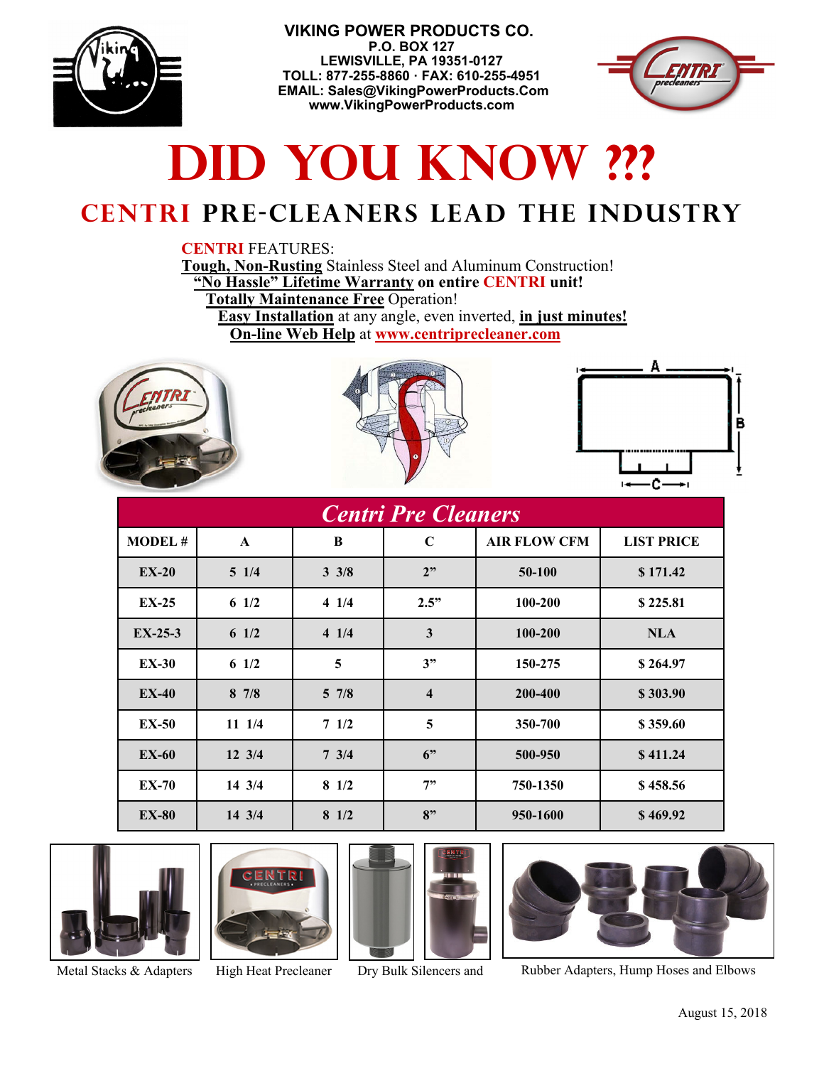**VIKING POWER PRODUCTS CO.**
**P.O. BOX 127**
**LEWISVILLE, PA 19351-0127**
**TOLL: 877-255-8860 · FAX: 610-255-4951**
**EMAIL: Sales@VikingPowerProducts.Com**
**www.VikingPowerProducts.com**

# DID YOU KNOW ???

## CENTRI PRE-CLEANERS LEAD THE INDUSTRY

CENTRI FEATURES:

**Tough, Non-Rusting** Stainless Steel and Aluminum Construction!
**"No Hassle" Lifetime Warranty on entire CENTRI unit!**
**Totally Maintenance Free** Operation!
**Easy Installation** at any angle, even inverted, **in just minutes!**
**On-line Web Help** at **www.centriprecleaner.com**

| *Centri Pre Cleaners* | | | | | |
|---|---|---|---|---|---|
| **MODEL #** | **A** | **B** | **C** | **AIR FLOW CFM** | **LIST PRICE** |
| **EX-20** | **5 1/4** | **3 3/8** | **2"** | **50-100** | **$ 171.42** |
| **EX-25** | **6 1/2** | **4 1/4** | **2.5"** | **100-200** | **$ 225.81** |
| **EX-25-3** | **6 1/2** | **4 1/4** | **3** | **100-200** | **NLA** |
| **EX-30** | **6 1/2** | **5** | **3"** | **150-275** | **$ 264.97** |
| **EX-40** | **8 7/8** | **5 7/8** | **4** | **200-400** | **$ 303.90** |
| **EX-50** | **11 1/4** | **7 1/2** | **5** | **350-700** | **$ 359.60** |
| **EX-60** | **12 3/4** | **7 3/4** | **6"** | **500-950** | **$ 411.24** |
| **EX-70** | **14 3/4** | **8 1/2** | **7"** | **750-1350** | **$ 458.56** |
| **EX-80** | **14 3/4** | **8 1/2** | **8"** | **950-1600** | **$ 469.92** |

Metal Stacks & Adapters

High Heat Precleaner

Dry Bulk Silencers and

Rubber Adapters, Hump Hoses and Elbows

August 15, 2018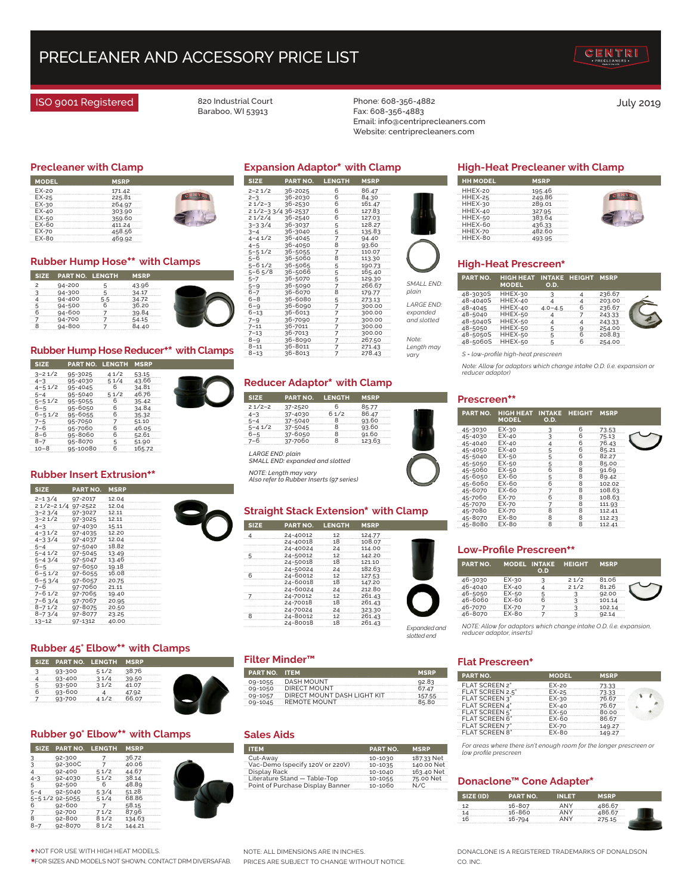# PRECLEANER AND ACCESSORY PRICE LIST

ISO 9001 Registered

820 Industrial Court
Baraboo, WI 53913

Phone: 608-356-4882
Fax: 608-356-4883
Email: info@centriprecleaners.com
Website: centriprecleaners.com

July 2019

## Precleaner with Clamp

| MODEL | MSRP |
|---|---|
| EX-20 | 171.42 |
| EX-25 | 225.81 |
| EX-30 | 264.97 |
| EX-40 | 303.90 |
| EX-50 | 359.60 |
| EX-60 | 411.24 |
| EX-70 | 458.56 |
| EX-80 | 469.92 |

## Rubber Hump Hose** with Clamps

| SIZE | PART NO. | LENGTH | MSRP |
|---|---|---|---|
| 2 | 94-200 | 5 | 43.96 |
| 3 | 94-300 | 5 | 34.17 |
| 4 | 94-400 | 5.5 | 34.72 |
| 5 | 94-500 | 6 | 36.20 |
| 6 | 94-600 | 7 | 39.84 |
| 7 | 94-700 | 7 | 54.15 |
| 8 | 94-800 | 7 | 84.40 |

## Rubber Hump Hose Reducer** with Clamps

| SIZE | PART NO. | LENGTH | MSRP |
|---|---|---|---|
| 3–2 1/2 | 95-3025 | 4 1/2 | 53.15 |
| 4–3 | 95-4030 | 5 1/4 | 43.66 |
| 4–5 1/2 | 95-4045 | 6 | 34.81 |
| 5–4 | 95-5040 | 5 1/2 | 46.76 |
| 5–5 1/2 | 95-5055 | 6 | 35.42 |
| 6–5 | 95-6050 | 6 | 34.84 |
| 6–5 1/2 | 95-6055 | 6 | 35.32 |
| 7–5 | 95-7050 | 7 | 51.10 |
| 7–6 | 95-7060 | 6 | 46.05 |
| 8–6 | 95-8060 | 6 | 52.61 |
| 8–7 | 95-8070 | 5 | 51.90 |
| 10–8 | 95-10080 | 6 | 165.72 |

## Rubber Insert Extrusion**

| SIZE | PART NO. | MSRP |
|---|---|---|
| 2–1 3/4 | 97-2017 | 12.04 |
| 2 1/2–2 1/4 | 97-2522 | 12.04 |
| 3–2 3/4 | 97-3027 | 12.11 |
| 3–2 1/2 | 97-3025 | 12.11 |
| 4–3 | 97-4030 | 15.11 |
| 4–3 1/2 | 97-4035 | 12.20 |
| 4–3 3/4 | 97-4037 | 12.04 |
| 5–4 | 97-5040 | 18.82 |
| 5–4 1/2 | 97-5045 | 13.49 |
| 5–4 3/4 | 97-5047 | 13.46 |
| 6–5 | 97-6050 | 19.18 |
| 6–5 1/2 | 97-6055 | 16.08 |
| 6–5 3/4 | 97-6057 | 20.75 |
| 7–6 | 97-7060 | 21.11 |
| 7–6 1/2 | 97-7065 | 19.40 |
| 7–6 3/4 | 97-7067 | 20.95 |
| 8–7 1/2 | 97-8075 | 20.50 |
| 8–7 3/4 | 97-8077 | 23.25 |
| 13–12 | 97-1312 | 40.00 |

## Rubber 45˚ Elbow** with Clamps

| SIZE | PART NO. | LENGTH | MSRP |
|---|---|---|---|
| 3 | 93-300 | 5 1/2 | 38.76 |
| 4 | 93-400 | 3 1/4 | 39.50 |
| 5 | 93-500 | 3 1/2 | 41.07 |
| 6 | 93-600 | 4 | 47.92 |
| 7 | 93-700 | 4 1/2 | 66.07 |

## Rubber 90˚ Elbow** with Clamps

| SIZE | PART NO. | LENGTH | MSRP |
|---|---|---|---|
| 3 | 92-300 | 7 | 36.72 |
| 3 | 92-300C | 7 | 40.06 |
| 4 | 92-400 | 5 1/2 | 44.67 |
| 4–3 | 92-4030 | 5 1/2 | 38.14 |
| 5 | 92-500 | 6 | 48.89 |
| 5–4 | 92-5040 | 5 3/4 | 51.28 |
| 5–5 1/2 | 92-5055 | 5 1/4 | 68.86 |
| 6 | 92-600 | 7 | 58.15 |
| 7 | 92-700 | 7 1/2 | 87.96 |
| 8 | 92-800 | 8 1/2 | 134.63 |
| 8–7 | 92-8070 | 8 1/2 | 144.21 |

## Expansion Adaptor* with Clamp

| SIZE | PART NO. | LENGTH | MSRP |
|---|---|---|---|
| 2–2 1/2 | 36-2025 | 6 | 86.47 |
| 2–3 | 36-2030 | 6 | 84.30 |
| 2 1/2–3 | 36-2530 | 6 | 161.47 |
| 2 1/2–3 3/4 | 36-2537 | 6 | 127.83 |
| 2 1/2/4 | 36-2540 | 6 | 127.03 |
| 3–3 3/4 | 36-3037 | 5 | 128.27 |
| 3–4 | 36-3040 | 5 | 135.83 |
| 4–4 1/2 | 36-4045 | 7 | 94.40 |
| 4–5 | 36-4050 | 8 | 93.60 |
| 5–5 1/2 | 36-5055 | 7 | 110.07 |
| 5–6 | 36-5060 | 8 | 113.30 |
| 5–6 1/2 | 36-5065 | 5 | 190.73 |
| 5–6 5/8 | 36-5066 | 5 | 165.40 |
| 5–7 | 36-5070 | 5 | 129.30 |
| 5–9 | 36-5090 | 7 | 266.67 |
| 6–7 | 36-6070 | 8 | 179.77 |
| 6–8 | 36-6080 | 5 | 273.13 |
| 6–9 | 36-6090 | 7 | 300.00 |
| 6–13 | 36-6013 | 7 | 300.00 |
| 7–9 | 36-7090 | 7 | 300.00 |
| 7–11 | 36-7011 | 7 | 300.00 |
| 7–13 | 36-7013 | 7 | 300.00 |
| 8–9 | 36-8090 | 7 | 267.50 |
| 8–11 | 36-8011 | 7 | 271.43 |
| 8–13 | 36-8013 | 7 | 278.43 |

*SMALL END: plain*

*LARGE END: expanded and slotted*

*Note: Length may vary*

## Reducer Adaptor* with Clamp

| SIZE | PART NO. | LENGTH | MSRP |
|---|---|---|---|
| 2 1/2–2 | 37-2520 | 6 | 85.77 |
| 4–3 | 37-4030 | 6 1/2 | 86.47 |
| 5–4 | 37-5040 | 8 | 93.60 |
| 5–4 1/2 | 37-5045 | 8 | 93.60 |
| 6–5 | 37-6050 | 8 | 91.60 |
| 7–6 | 37-7060 | 8 | 123.63 |

*LARGE END: plain*
*SMALL END: expanded and slotted*

*NOTE: Length may vary*
*Also refer to Rubber Inserts (97 series)*

## Straight Stack Extension* with Clamp

| SIZE | PART NO. | LENGTH | MSRP |
|---|---|---|---|
| 4 | 24-40012 | 12 | 124.77 |
| | 24-40018 | 18 | 108.07 |
| | 24-40024 | 24 | 114.00 |
| 5 | 24-50012 | 12 | 142.20 |
| | 24-50018 | 18 | 121.10 |
| | 24-50024 | 24 | 182.63 |
| 6 | 24-60012 | 12 | 127.53 |
| | 24-60018 | 18 | 147.20 |
| | 24-60024 | 24 | 212.80 |
| 7 | 24-70012 | 12 | 261.43 |
| | 24-70018 | 18 | 261.43 |
| | 24-70024 | 24 | 323.30 |
| 8 | 24-80012 | 12 | 261.43 |
| | 24-80018 | 18 | 261.43 |

*Expanded and slotted end*

## Filter Minder™

| PART NO. | ITEM | MSRP |
|---|---|---|
| 09-1055 | DASH MOUNT | 92.83 |
| 09-1050 | DIRECT MOUNT | 67.47 |
| 09-1057 | DIRECT MOUNT DASH LIGHT KIT | 157.55 |
| 09-1045 | REMOTE MOUNT | 85.80 |

## Sales Aids

| ITEM | PART NO. | MSRP |
|---|---|---|
| Cut-Away | 10-1030 | 187.33 Net |
| Vac-Demo (specify 120V or 220V) | 10-1035 | 140.00 Net |
| Display Rack | 10-1040 | 163.40 Net |
| Literature Stand — Table-Top | 10-1055 | 75.00 Net |
| Point of Purchase Display Banner | 10-1060 | N/C |

## High-Heat Precleaner with Clamp

| HH MODEL | MSRP |
|---|---|
| HHEX-20 | 195.46 |
| HHEX-25 | 249.86 |
| HHEX-30 | 289.01 |
| HHEX-40 | 327.95 |
| HHEX-50 | 383.64 |
| HHEX-60 | 436.33 |
| HHEX-70 | 482.60 |
| HHEX-80 | 493.95 |

## High-Heat Prescreen*

| PART NO. | HIGH HEAT MODEL | INTAKE O.D. | HEIGHT | MSRP |
|---|---|---|---|---|
| 48-3030S | HHEX-30 | 3 | 4 | 236.67 |
| 48-4040S | HHEX-40 | 4 | 4 | 203.00 |
| 48-4045 | HHEX-40 | 4.0–4.5 | 6 | 236.67 |
| 48-5040 | HHEX-50 | 4 | 7 | 243.33 |
| 48-5040S | HHEX-50 | 4 | 4 | 243.33 |
| 48-5050 | HHEX-50 | 5 | 9 | 254.00 |
| 48-5050S | HHEX-50 | 5 | 6 | 208.83 |
| 48-5060S | HHEX-50 | 5 | 6 | 254.00 |

*S - low-profile high-heat prescreen*

*Note: Allow for adaptors which change intake O.D. (i.e. expansion or reducer adaptor)*

## Prescreen**

| PART NO. | HIGH HEAT MODEL | INTAKE O.D. | HEIGHT | MSRP |
|---|---|---|---|---|
| 45-3030 | EX-30 | 3 | 6 | 73.53 |
| 45-4030 | EX-40 | 3 | 6 | 75.13 |
| 45-4040 | EX-40 | 4 | 6 | 76.43 |
| 45-4050 | EX-40 | 5 | 6 | 85.21 |
| 45-5040 | EX-50 | 5 | 6 | 82.27 |
| 45-5050 | EX-50 | 5 | 8 | 85.00 |
| 45-5060 | EX-50 | 6 | 8 | 91.69 |
| 45-6050 | EX-60 | 5 | 8 | 89.42 |
| 45-6060 | EX-60 | 6 | 8 | 102.02 |
| 45-6070 | EX-60 | 7 | 8 | 108.63 |
| 45-7060 | EX-70 | 6 | 8 | 108.63 |
| 45-7070 | EX-70 | 7 | 8 | 111.93 |
| 45-7080 | EX-70 | 8 | 8 | 112.41 |
| 45-8070 | EX-80 | 8 | 8 | 112.23 |
| 45-8080 | EX-80 | 8 | 8 | 112.41 |

## Low-Profile Prescreen**

| PART NO. | MODEL | INTAKE O.D | HEIGHT | MSRP |
|---|---|---|---|---|
| 46-3030 | EX-30 | 3 | 2 1/2 | 81.06 |
| 46-4040 | EX-40 | 4 | 2 1/2 | 81.26 |
| 46-5050 | EX-50 | 5 | 3 | 92.00 |
| 46-6060 | EX-60 | 6 | 3 | 101.14 |
| 46-7070 | EX-70 | 7 | 3 | 102.14 |
| 46-8070 | EX-80 | 7 | 3 | 92.14 |

*NOTE: Allow for adaptors which change intake O.D. (i.e. expansion, reducer adaptor, inserts)*

## Flat Prescreen*

| PART NO. | MODEL | MSRP |
|---|---|---|
| FLAT SCREEN 2" | EX-20 | 73.33 |
| FLAT SCREEN 2.5" | EX-25 | 73.33 |
| FLAT SCREEN 3" | EX-30 | 76.67 |
| FLAT SCREEN 4" | EX-40 | 76.67 |
| FLAT SCREEN 5" | EX-50 | 80.00 |
| FLAT SCREEN 6" | EX-60 | 86.67 |
| FLAT SCREEN 7" | EX-70 | 149.27 |
| FLAT SCREEN 8" | EX-80 | 149.27 |

*For areas where there isn't enough room for the longer prescreen or low profile prescreen*

## Donaclone™ Cone Adapter*

| SIZE (ID) | PART NO. | INLET | MSRP |
|---|---|---|---|
| 12 | 16-807 | ANY | 486.67 |
| 14 | 16-860 | ANY | 486.67 |
| 16 | 16-794 | ANY | 275.15 |

*NOT FOR USE WITH HIGH HEAT MODELS.
**FOR SIZES AND MODELS NOT SHOWN, CONTACT DRM DIVERSAFAB.

NOTE: ALL DIMENSIONS ARE IN INCHES.
PRICES ARE SUBJECT TO CHANGE WITHOUT NOTICE.

DONACLONE IS A REGISTERED TRADEMARKS OF DONALDSON CO. INC.